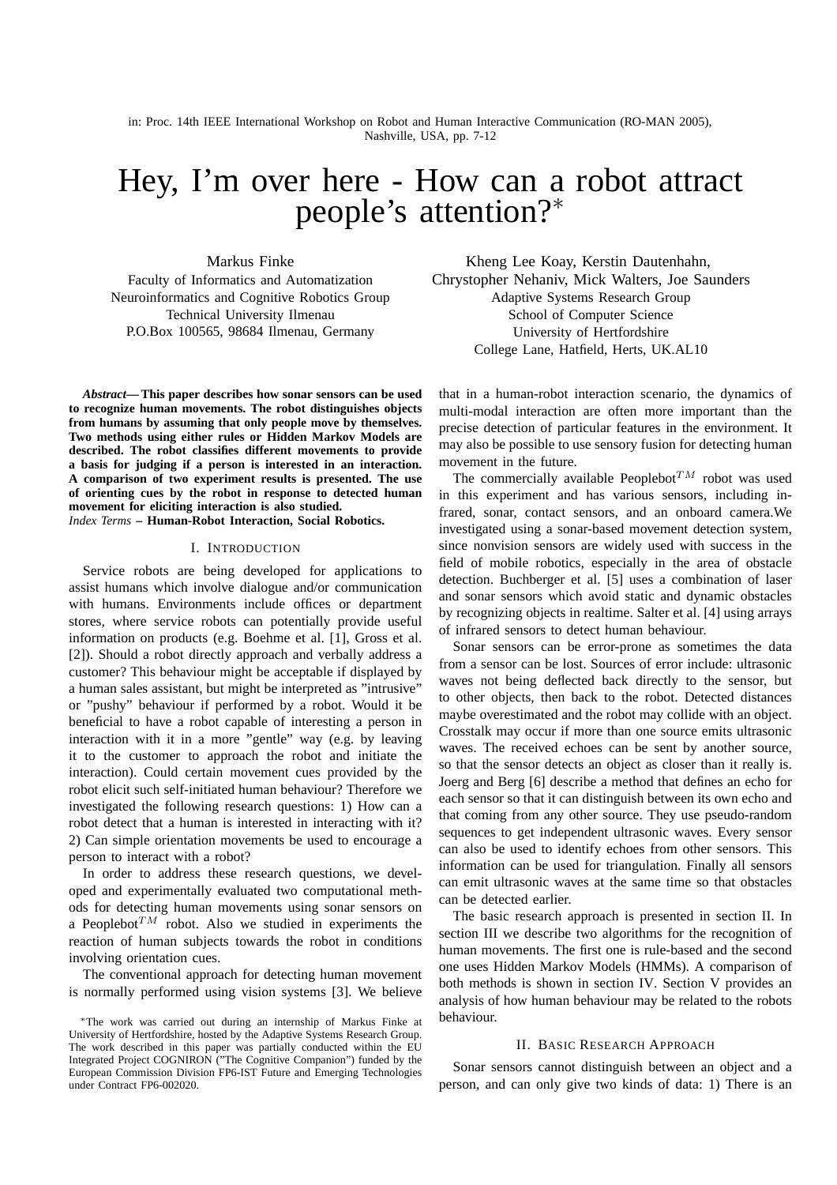in: Proc. 14th IEEE International Workshop on Robot and Human Interactive Communication (RO-MAN 2005), Nashville, USA, pp. 7-12

# Hey, I'm over here - How can a robot attract people's attention?*

Markus Finke
Faculty of Informatics and Automatization
Neuroinformatics and Cognitive Robotics Group
Technical University Ilmenau
P.O.Box 100565, 98684 Ilmenau, Germany

Kheng Lee Koay, Kerstin Dautenhahn,
Chrystopher Nehaniv, Mick Walters, Joe Saunders
Adaptive Systems Research Group
School of Computer Science
University of Hertfordshire
College Lane, Hatfield, Herts, UK.AL10

***Abstract*— This paper describes how sonar sensors can be used to recognize human movements. The robot distinguishes objects from humans by assuming that only people move by themselves. Two methods using either rules or Hidden Markov Models are described. The robot classifies different movements to provide a basis for judging if a person is interested in an interaction. A comparison of two experiment results is presented. The use of orienting cues by the robot in response to detected human movement for eliciting interaction is also studied.**

*Index Terms* **– Human-Robot Interaction, Social Robotics.**

## I. Introduction

Service robots are being developed for applications to assist humans which involve dialogue and/or communication with humans. Environments include offices or department stores, where service robots can potentially provide useful information on products (e.g. Boehme et al. [1], Gross et al. [2]). Should a robot directly approach and verbally address a customer? This behaviour might be acceptable if displayed by a human sales assistant, but might be interpreted as "intrusive" or "pushy" behaviour if performed by a robot. Would it be beneficial to have a robot capable of interesting a person in interaction with it in a more "gentle" way (e.g. by leaving it to the customer to approach the robot and initiate the interaction). Could certain movement cues provided by the robot elicit such self-initiated human behaviour? Therefore we investigated the following research questions: 1) How can a robot detect that a human is interested in interacting with it? 2) Can simple orientation movements be used to encourage a person to interact with a robot?

In order to address these research questions, we developed and experimentally evaluated two computational methods for detecting human movements using sonar sensors on a Peoplebot$^{TM}$ robot. Also we studied in experiments the reaction of human subjects towards the robot in conditions involving orientation cues.

The conventional approach for detecting human movement is normally performed using vision systems [3]. We believe that in a human-robot interaction scenario, the dynamics of multi-modal interaction are often more important than the precise detection of particular features in the environment. It may also be possible to use sensory fusion for detecting human movement in the future.

The commercially available Peoplebot$^{TM}$ robot was used in this experiment and has various sensors, including infrared, sonar, contact sensors, and an onboard camera.We investigated using a sonar-based movement detection system, since nonvision sensors are widely used with success in the field of mobile robotics, especially in the area of obstacle detection. Buchberger et al. [5] uses a combination of laser and sonar sensors which avoid static and dynamic obstacles by recognizing objects in realtime. Salter et al. [4] using arrays of infrared sensors to detect human behaviour.

Sonar sensors can be error-prone as sometimes the data from a sensor can be lost. Sources of error include: ultrasonic waves not being deflected back directly to the sensor, but to other objects, then back to the robot. Detected distances maybe overestimated and the robot may collide with an object. Crosstalk may occur if more than one source emits ultrasonic waves. The received echoes can be sent by another source, so that the sensor detects an object as closer than it really is. Joerg and Berg [6] describe a method that defines an echo for each sensor so that it can distinguish between its own echo and that coming from any other source. They use pseudo-random sequences to get independent ultrasonic waves. Every sensor can also be used to identify echoes from other sensors. This information can be used for triangulation. Finally all sensors can emit ultrasonic waves at the same time so that obstacles can be detected earlier.

The basic research approach is presented in section II. In section III we describe two algorithms for the recognition of human movements. The first one is rule-based and the second one uses Hidden Markov Models (HMMs). A comparison of both methods is shown in section IV. Section V provides an analysis of how human behaviour may be related to the robots behaviour.

## II. Basic Research Approach

Sonar sensors cannot distinguish between an object and a person, and can only give two kinds of data: 1) There is an

*The work was carried out during an internship of Markus Finke at University of Hertfordshire, hosted by the Adaptive Systems Research Group. The work described in this paper was partially conducted within the EU Integrated Project COGNIRON ("The Cognitive Companion") funded by the European Commission Division FP6-IST Future and Emerging Technologies under Contract FP6-002020.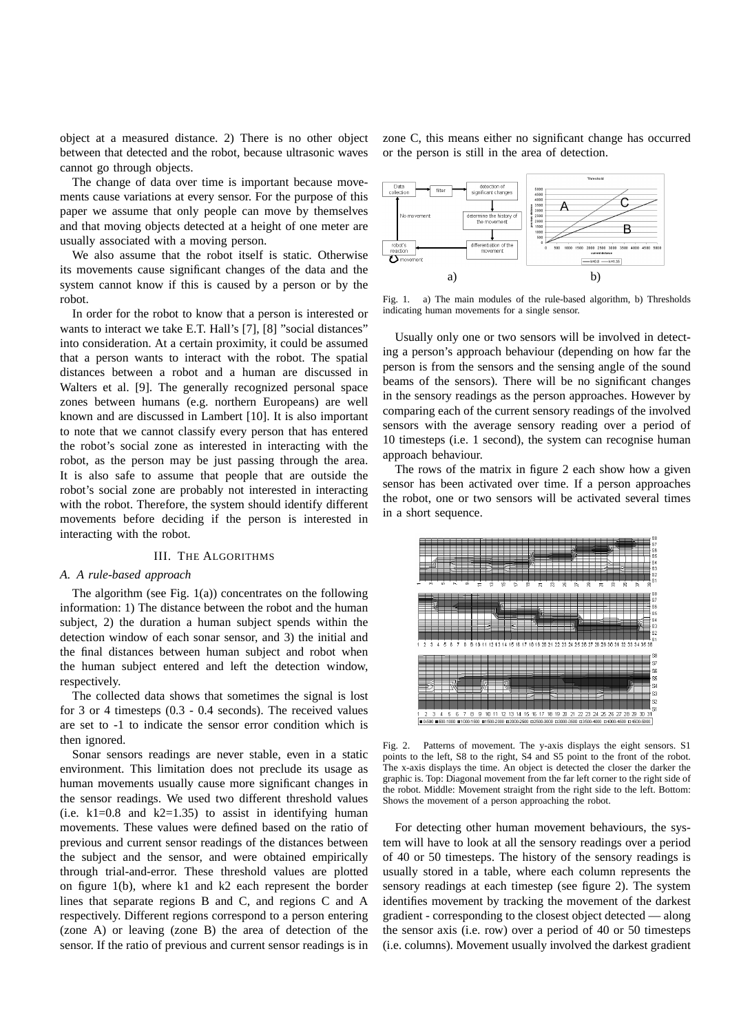object at a measured distance. 2) There is no other object between that detected and the robot, because ultrasonic waves cannot go through objects.

The change of data over time is important because movements cause variations at every sensor. For the purpose of this paper we assume that only people can move by themselves and that moving objects detected at a height of one meter are usually associated with a moving person.

We also assume that the robot itself is static. Otherwise its movements cause significant changes of the data and the system cannot know if this is caused by a person or by the robot.

In order for the robot to know that a person is interested or wants to interact we take E.T. Hall's [7], [8] "social distances" into consideration. At a certain proximity, it could be assumed that a person wants to interact with the robot. The spatial distances between a robot and a human are discussed in Walters et al. [9]. The generally recognized personal space zones between humans (e.g. northern Europeans) are well known and are discussed in Lambert [10]. It is also important to note that we cannot classify every person that has entered the robot's social zone as interested in interacting with the robot, as the person may be just passing through the area. It is also safe to assume that people that are outside the robot's social zone are probably not interested in interacting with the robot. Therefore, the system should identify different movements before deciding if the person is interested in interacting with the robot.

## III. The Algorithms

### A. A rule-based approach

The algorithm (see Fig. 1(a)) concentrates on the following information: 1) The distance between the robot and the human subject, 2) the duration a human subject spends within the detection window of each sonar sensor, and 3) the initial and the final distances between human subject and robot when the human subject entered and left the detection window, respectively.

The collected data shows that sometimes the signal is lost for 3 or 4 timesteps (0.3 - 0.4 seconds). The received values are set to -1 to indicate the sensor error condition which is then ignored.

Sonar sensors readings are never stable, even in a static environment. This limitation does not preclude its usage as human movements usually cause more significant changes in the sensor readings. We used two different threshold values (i.e. k1=0.8 and k2=1.35) to assist in identifying human movements. These values were defined based on the ratio of previous and current sensor readings of the distances between the subject and the sensor, and were obtained empirically through trial-and-error. These threshold values are plotted on figure 1(b), where k1 and k2 each represent the border lines that separate regions B and C, and regions C and A respectively. Different regions correspond to a person entering (zone A) or leaving (zone B) the area of detection of the sensor. If the ratio of previous and current sensor readings is in zone C, this means either no significant change has occurred or the person is still in the area of detection.

Fig. 1. a) The main modules of the rule-based algorithm, b) Thresholds indicating human movements for a single sensor.

Usually only one or two sensors will be involved in detecting a person's approach behaviour (depending on how far the person is from the sensors and the sensing angle of the sound beams of the sensors). There will be no significant changes in the sensory readings as the person approaches. However by comparing each of the current sensory readings of the involved sensors with the average sensory reading over a period of 10 timesteps (i.e. 1 second), the system can recognise human approach behaviour.

The rows of the matrix in figure 2 each show how a given sensor has been activated over time. If a person approaches the robot, one or two sensors will be activated several times in a short sequence.

Fig. 2. Patterns of movement. The y-axis displays the eight sensors. S1 points to the left, S8 to the right, S4 and S5 point to the front of the robot. The x-axis displays the time. An object is detected the closer the darker the graphic is. Top: Diagonal movement from the far left corner to the right side of the robot. Middle: Movement straight from the right side to the left. Bottom: Shows the movement of a person approaching the robot.

For detecting other human movement behaviours, the system will have to look at all the sensory readings over a period of 40 or 50 timesteps. The history of the sensory readings is usually stored in a table, where each column represents the sensory readings at each timestep (see figure 2). The system identifies movement by tracking the movement of the darkest gradient - corresponding to the closest object detected — along the sensor axis (i.e. row) over a period of 40 or 50 timesteps (i.e. columns). Movement usually involved the darkest gradient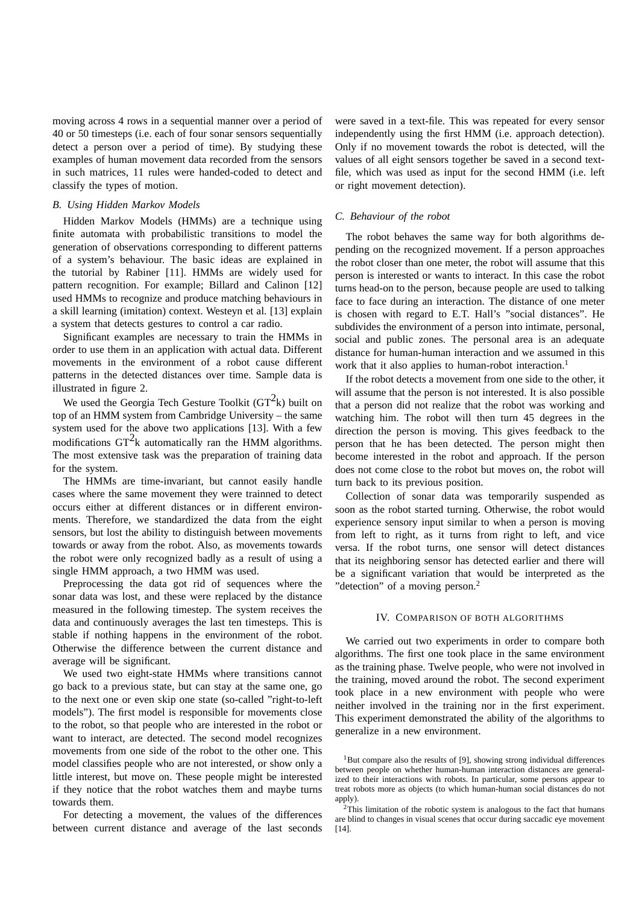moving across 4 rows in a sequential manner over a period of 40 or 50 timesteps (i.e. each of four sonar sensors sequentially detect a person over a period of time). By studying these examples of human movement data recorded from the sensors in such matrices, 11 rules were handed-coded to detect and classify the types of motion.

### *B. Using Hidden Markov Models*

Hidden Markov Models (HMMs) are a technique using finite automata with probabilistic transitions to model the generation of observations corresponding to different patterns of a system's behaviour. The basic ideas are explained in the tutorial by Rabiner [11]. HMMs are widely used for pattern recognition. For example; Billard and Calinon [12] used HMMs to recognize and produce matching behaviours in a skill learning (imitation) context. Westeyn et al. [13] explain a system that detects gestures to control a car radio.

Significant examples are necessary to train the HMMs in order to use them in an application with actual data. Different movements in the environment of a robot cause different patterns in the detected distances over time. Sample data is illustrated in figure 2.

We used the Georgia Tech Gesture Toolkit (GT$^2$k) built on top of an HMM system from Cambridge University – the same system used for the above two applications [13]. With a few modifications GT$^2$k automatically ran the HMM algorithms. The most extensive task was the preparation of training data for the system.

The HMMs are time-invariant, but cannot easily handle cases where the same movement they were trainned to detect occurs either at different distances or in different environments. Therefore, we standardized the data from the eight sensors, but lost the ability to distinguish between movements towards or away from the robot. Also, as movements towards the robot were only recognized badly as a result of using a single HMM approach, a two HMM was used.

Preprocessing the data got rid of sequences where the sonar data was lost, and these were replaced by the distance measured in the following timestep. The system receives the data and continuously averages the last ten timesteps. This is stable if nothing happens in the environment of the robot. Otherwise the difference between the current distance and average will be significant.

We used two eight-state HMMs where transitions cannot go back to a previous state, but can stay at the same one, go to the next one or even skip one state (so-called "right-to-left models"). The first model is responsible for movements close to the robot, so that people who are interested in the robot or want to interact, are detected. The second model recognizes movements from one side of the robot to the other one. This model classifies people who are not interested, or show only a little interest, but move on. These people might be interested if they notice that the robot watches them and maybe turns towards them.

For detecting a movement, the values of the differences between current distance and average of the last seconds were saved in a text-file. This was repeated for every sensor independently using the first HMM (i.e. approach detection). Only if no movement towards the robot is detected, will the values of all eight sensors together be saved in a second text-file, which was used as input for the second HMM (i.e. left or right movement detection).

### *C. Behaviour of the robot*

The robot behaves the same way for both algorithms depending on the recognized movement. If a person approaches the robot closer than one meter, the robot will assume that this person is interested or wants to interact. In this case the robot turns head-on to the person, because people are used to talking face to face during an interaction. The distance of one meter is chosen with regard to E.T. Hall's "social distances". He subdivides the environment of a person into intimate, personal, social and public zones. The personal area is an adequate distance for human-human interaction and we assumed in this work that it also applies to human-robot interaction.[1]

If the robot detects a movement from one side to the other, it will assume that the person is not interested. It is also possible that a person did not realize that the robot was working and watching him. The robot will then turn 45 degrees in the direction the person is moving. This gives feedback to the person that he has been detected. The person might then become interested in the robot and approach. If the person does not come close to the robot but moves on, the robot will turn back to its previous position.

Collection of sonar data was temporarily suspended as soon as the robot started turning. Otherwise, the robot would experience sensory input similar to when a person is moving from left to right, as it turns from right to left, and vice versa. If the robot turns, one sensor will detect distances that its neighboring sensor has detected earlier and there will be a significant variation that would be interpreted as the "detection" of a moving person.[2]

## IV. Comparison of both algorithms

We carried out two experiments in order to compare both algorithms. The first one took place in the same environment as the training phase. Twelve people, who were not involved in the training, moved around the robot. The second experiment took place in a new environment with people who were neither involved in the training nor in the first experiment. This experiment demonstrated the ability of the algorithms to generalize in a new environment.

[1] But compare also the results of [9], showing strong individual differences between people on whether human-human interaction distances are generalized to their interactions with robots. In particular, some persons appear to treat robots more as objects (to which human-human social distances do not apply).

[2] This limitation of the robotic system is analogous to the fact that humans are blind to changes in visual scenes that occur during saccadic eye movement [14].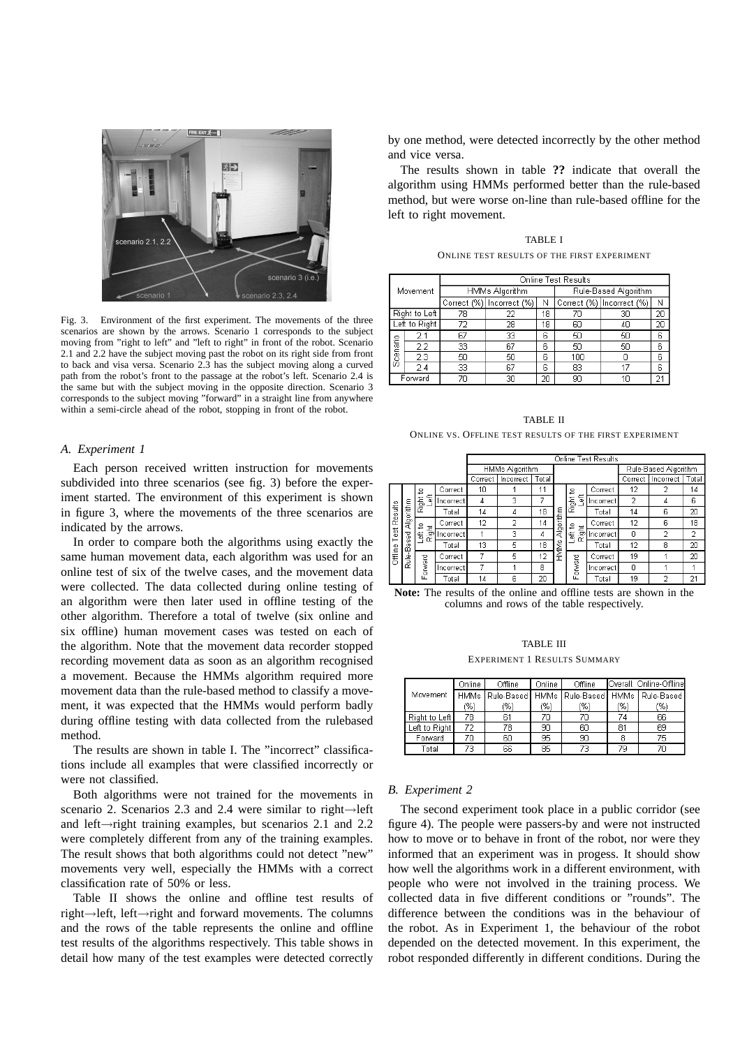Fig. 3. Environment of the first experiment. The movements of the three scenarios are shown by the arrows. Scenario 1 corresponds to the subject moving from "right to left" and "left to right" in front of the robot. Scenario 2.1 and 2.2 have the subject moving past the robot on its right side from front to back and visa versa. Scenario 2.3 has the subject moving along a curved path from the robot's front to the passage at the robot's left. Scenario 2.4 is the same but with the subject moving in the opposite direction. Scenario 3 corresponds to the subject moving "forward" in a straight line from anywhere within a semi-circle ahead of the robot, stopping in front of the robot.

### *A. Experiment 1*

Each person received written instruction for movements subdivided into three scenarios (see fig. 3) before the experiment started. The environment of this experiment is shown in figure 3, where the movements of the three scenarios are indicated by the arrows.

In order to compare both the algorithms using exactly the same human movement data, each algorithm was used for an online test of six of the twelve cases, and the movement data were collected. The data collected during online testing of an algorithm were then later used in offline testing of the other algorithm. Therefore a total of twelve (six online and six offline) human movement cases was tested on each of the algorithm. Note that the movement data recorder stopped recording movement data as soon as an algorithm recognised a movement. Because the HMMs algorithm required more movement data than the rule-based method to classify a movement, it was expected that the HMMs would perform badly during offline testing with data collected from the rulebased method.

The results are shown in table I. The "incorrect" classifications include all examples that were classified incorrectly or were not classified.

Both algorithms were not trained for the movements in scenario 2. Scenarios 2.3 and 2.4 were similar to right→left and left→right training examples, but scenarios 2.1 and 2.2 were completely different from any of the training examples. The result shows that both algorithms could not detect "new" movements very well, especially the HMMs with a correct classification rate of 50% or less.

Table II shows the online and offline test results of right→left, left→right and forward movements. The columns and the rows of the table represents the online and offline test results of the algorithms respectively. This table shows in detail how many of the test examples were detected correctly by one method, were detected incorrectly by the other method and vice versa.

The results shown in table **??** indicate that overall the algorithm using HMMs performed better than the rule-based method, but were worse on-line than rule-based offline for the left to right movement.

TABLE I

ONLINE TEST RESULTS OF THE FIRST EXPERIMENT

| Movement | | Online Test Results | | | | | |
|---|---|---|---|---|---|---|---|
| | | HMMs Algorithm | | | Rule-Based Algorithm | | |
| | | Correct (%) | Incorrect (%) | N | Correct (%) | Incorrect (%) | N |
| Right to Left | | 78 | 22 | 18 | 70 | 30 | 20 |
| Left to Right | | 72 | 28 | 18 | 60 | 40 | 20 |
| Scenario | 2.1 | 67 | 33 | 6 | 50 | 50 | 6 |
| | 2.2 | 33 | 67 | 6 | 50 | 50 | 6 |
| | 2.3 | 50 | 50 | 6 | 100 | 0 | 6 |
| | 2.4 | 33 | 67 | 6 | 83 | 17 | 6 |
| Forward | | 70 | 30 | 20 | 90 | 10 | 21 |

TABLE II

ONLINE VS. OFFLINE TEST RESULTS OF THE FIRST EXPERIMENT

| | | | | Online Test Results | | | | | | | | |
|---|---|---|---|---|---|---|---|---|---|---|---|---|
| | | | | HMMs Algorithm | | | | | | Rule-Based Algorithm | | |
| | | | | Correct | Incorrect | Total | | | | Correct | Incorrect | Total |
| Offline Test Results | Rule-Based Algorithm | Right to Left | Correct | 10 | 1 | 11 | HMMs Algorithm | Right to Left | Correct | 12 | 2 | 14 |
| | | | Incorrect | 4 | 3 | 7 | | | Incorrect | 2 | 4 | 6 |
| | | | Total | 14 | 4 | 18 | | | Total | 14 | 6 | 20 |
| | | Left to Right | Correct | 12 | 2 | 14 | | Left to Right | Correct | 12 | 6 | 18 |
| | | | Incorrect | 1 | 3 | 4 | | | Incorrect | 0 | 2 | 2 |
| | | | Total | 13 | 5 | 18 | | | Total | 12 | 8 | 20 |
| | | Forward | Correct | 7 | 5 | 12 | | Forward | Correct | 19 | 1 | 20 |
| | | | Incorrect | 7 | 1 | 8 | | | Incorrect | 0 | 1 | 1 |
| | | | Total | 14 | 6 | 20 | | | Total | 19 | 2 | 21 |

**Note:** The results of the online and offline tests are shown in the columns and rows of the table respectively.

TABLE III

EXPERIMENT 1 RESULTS SUMMARY

| Movement | Online | Offline | Online | Offline | Overall: Online-Offline | |
|---|---|---|---|---|---|---|
| | HMMs (%) | Rule-Based (%) | HMMs (%) | Rule-Based (%) | HMMs (%) | Rule-Based (%) |
| Right to Left | 78 | 61 | 70 | 70 | 74 | 66 |
| Left to Right | 72 | 78 | 90 | 60 | 81 | 69 |
| Forward | 70 | 60 | 95 | 90 | 8 | 75 |
| Total | 73 | 66 | 85 | 73 | 79 | 70 |

### *B. Experiment 2*

The second experiment took place in a public corridor (see figure 4). The people were passers-by and were not instructed how to move or to behave in front of the robot, nor were they informed that an experiment was in progess. It should show how well the algorithms work in a different environment, with people who were not involved in the training process. We collected data in five different conditions or "rounds". The difference between the conditions was in the behaviour of the robot. As in Experiment 1, the behaviour of the robot depended on the detected movement. In this experiment, the robot responded differently in different conditions. During the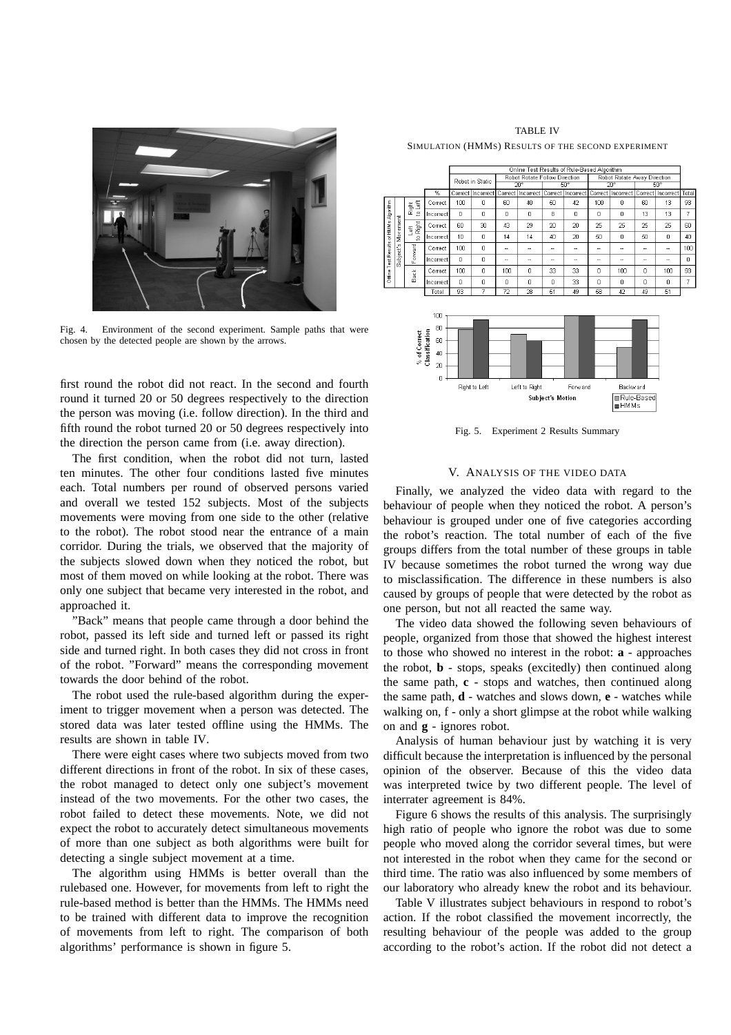Fig. 4. Environment of the second experiment. Sample paths that were chosen by the detected people are shown by the arrows.

first round the robot did not react. In the second and fourth round it turned 20 or 50 degrees respectively to the direction the person was moving (i.e. follow direction). In the third and fifth round the robot turned 20 or 50 degrees respectively into the direction the person came from (i.e. away direction).

The first condition, when the robot did not turn, lasted ten minutes. The other four conditions lasted five minutes each. Total numbers per round of observed persons varied and overall we tested 152 subjects. Most of the subjects movements were moving from one side to the other (relative to the robot). The robot stood near the entrance of a main corridor. During the trials, we observed that the majority of the subjects slowed down when they noticed the robot, but most of them moved on while looking at the robot. There was only one subject that became very interested in the robot, and approached it.

"Back" means that people came through a door behind the robot, passed its left side and turned left or passed its right side and turned right. In both cases they did not cross in front of the robot. "Forward" means the corresponding movement towards the door behind of the robot.

The robot used the rule-based algorithm during the experiment to trigger movement when a person was detected. The stored data was later tested offline using the HMMs. The results are shown in table IV.

There were eight cases where two subjects moved from two different directions in front of the robot. In six of these cases, the robot managed to detect only one subject's movement instead of the two movements. For the other two cases, the robot failed to detect these movements. Note, we did not expect the robot to accurately detect simultaneous movements of more than one subject as both algorithms were built for detecting a single subject movement at a time.

The algorithm using HMMs is better overall than the rulebased one. However, for movements from left to right the rule-based method is better than the HMMs. The HMMs need to be trained with different data to improve the recognition of movements from left to right. The comparison of both algorithms' performance is shown in figure 5.

TABLE IV
SIMULATION (HMMS) RESULTS OF THE SECOND EXPERIMENT

| Offline Test Results of HMMs Algorithm: Subject's Movement | | Online Test Results of Rule-Based Algorithm: Robot in Static | | Robot Rotate Follow Direction 20° | | Robot Rotate Follow Direction 50° | | Robot Rotate Away Direction 20° | | Robot Rotate Away Direction 50° | | |
|---|---|---|---|---|---|---|---|---|---|---|---|---|
| | % | Correct | Incorrect | Correct | Incorrect | Correct | Incorrect | Correct | Incorrect | Correct | Incorrect | Total |
| Right to Left | Correct | 100 | 0 | 60 | 40 | 60 | 42 | 100 | 0 | 60 | 13 | 93 |
| | Incorrect | 0 | 0 | 0 | 0 | 8 | 0 | 0 | 0 | 13 | 13 | 7 |
| Left to Right | Correct | 60 | 30 | 43 | 29 | 20 | 20 | 25 | 25 | 25 | 25 | 60 |
| | Incorrect | 10 | 0 | 14 | 14 | 40 | 20 | 50 | 0 | 50 | 0 | 40 |
| Forward | Correct | 100 | 0 | -- | -- | -- | -- | -- | -- | -- | -- | 100 |
| | Incorrect | 0 | 0 | -- | -- | -- | -- | -- | -- | -- | -- | 0 |
| Back | Correct | 100 | 0 | 100 | 0 | 33 | 33 | 0 | 100 | 0 | 100 | 93 |
| | Incorrect | 0 | 0 | 0 | 0 | 0 | 33 | 0 | 0 | 0 | 0 | 7 |
| | Total | 93 | 7 | 72 | 28 | 51 | 49 | 58 | 42 | 49 | 51 | |

100
80
60
40
20
0
% of Correct Classification
Right to Left
Left to Right
Forward
Backward
Subject's Motion
Rule-Based
HMMs

Fig. 5. Experiment 2 Results Summary

## V. ANALYSIS OF THE VIDEO DATA

Finally, we analyzed the video data with regard to the behaviour of people when they noticed the robot. A person's behaviour is grouped under one of five categories according the robot's reaction. The total number of each of the five groups differs from the total number of these groups in table IV because sometimes the robot turned the wrong way due to misclassification. The difference in these numbers is also caused by groups of people that were detected by the robot as one person, but not all reacted the same way.

The video data showed the following seven behaviours of people, organized from those that showed the highest interest to those who showed no interest in the robot: **a** - approaches the robot, **b** - stops, speaks (excitedly) then continued along the same path, **c** - stops and watches, then continued along the same path, **d** - watches and slows down, **e** - watches while walking on, f - only a short glimpse at the robot while walking on and **g** - ignores robot.

Analysis of human behaviour just by watching it is very difficult because the interpretation is influenced by the personal opinion of the observer. Because of this the video data was interpreted twice by two different people. The level of interrater agreement is 84%.

Figure 6 shows the results of this analysis. The surprisingly high ratio of people who ignore the robot was due to some people who moved along the corridor several times, but were not interested in the robot when they came for the second or third time. The ratio was also influenced by some members of our laboratory who already knew the robot and its behaviour.

Table V illustrates subject behaviours in respond to robot's action. If the robot classified the movement incorrectly, the resulting behaviour of the people was added to the group according to the robot's action. If the robot did not detect a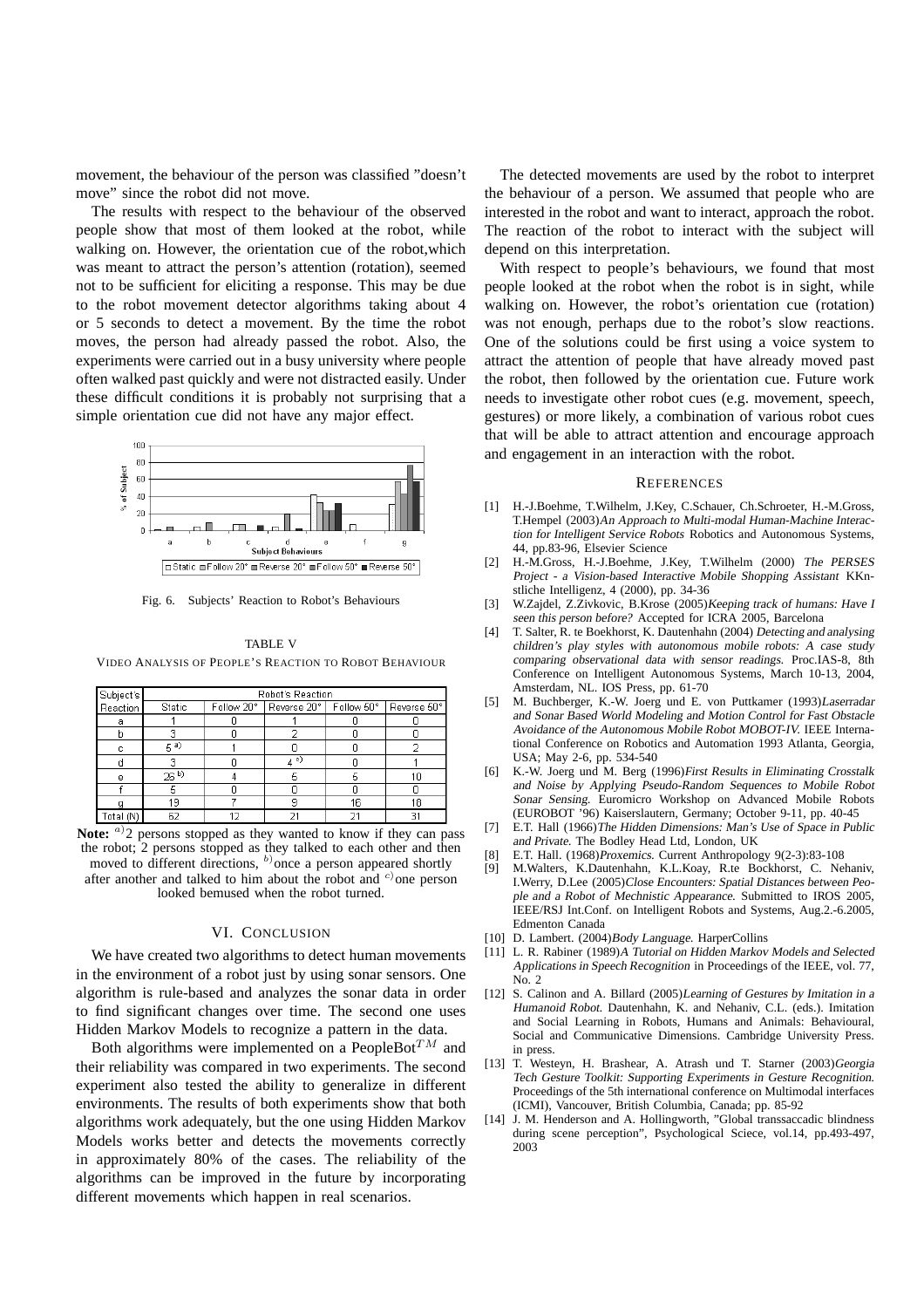movement, the behaviour of the person was classified "doesn't move" since the robot did not move.

The results with respect to the behaviour of the observed people show that most of them looked at the robot, while walking on. However, the orientation cue of the robot,which was meant to attract the person's attention (rotation), seemed not to be sufficient for eliciting a response. This may be due to the robot movement detector algorithms taking about 4 or 5 seconds to detect a movement. By the time the robot moves, the person had already passed the robot. Also, the experiments were carried out in a busy university where people often walked past quickly and were not distracted easily. Under these difficult conditions it is probably not surprising that a simple orientation cue did not have any major effect.

% of Subject
100
80
60
40
20
0
a b c d e f g
Subject Behaviours
□ Static ▨ Follow 20° ▨ Reverse 20° ▨ Follow 50° ■ Reverse 50°

Fig. 6. Subjects' Reaction to Robot's Behaviours

TABLE V

VIDEO ANALYSIS OF PEOPLE'S REACTION TO ROBOT BEHAVIOUR

| Subject's Reaction | Robot's Reaction | | | | |
|---|---|---|---|---|---|
| | Static | Follow 20° | Reverse 20° | Follow 50° | Reverse 50° |
| a | 1 | 0 | 1 | 0 | 0 |
| b | 3 | 0 | 2 | 0 | 0 |
| c | 5 [a)] | 1 | 0 | 0 | 2 |
| d | 3 | 0 | 4 [c)] | 0 | 1 |
| e | 26 [b)] | 4 | 5 | 5 | 10 |
| f | 5 | 0 | 0 | 0 | 0 |
| g | 19 | 7 | 9 | 16 | 18 |
| Total (N) | 62 | 12 | 21 | 21 | 31 |

**Note:** [a)] 2 persons stopped as they wanted to know if they can pass the robot; 2 persons stopped as they talked to each other and then moved to different directions, [b)] once a person appeared shortly after another and talked to him about the robot and [c)] one person looked bemused when the robot turned.

## VI. CONCLUSION

We have created two algorithms to detect human movements in the environment of a robot just by using sonar sensors. One algorithm is rule-based and analyzes the sonar data in order to find significant changes over time. The second one uses Hidden Markov Models to recognize a pattern in the data.

Both algorithms were implemented on a PeopleBot$^{TM}$ and their reliability was compared in two experiments. The second experiment also tested the ability to generalize in different environments. The results of both experiments show that both algorithms work adequately, but the one using Hidden Markov Models works better and detects the movements correctly in approximately 80% of the cases. The reliability of the algorithms can be improved in the future by incorporating different movements which happen in real scenarios.

The detected movements are used by the robot to interpret the behaviour of a person. We assumed that people who are interested in the robot and want to interact, approach the robot. The reaction of the robot to interact with the subject will depend on this interpretation.

With respect to people's behaviours, we found that most people looked at the robot when the robot is in sight, while walking on. However, the robot's orientation cue (rotation) was not enough, perhaps due to the robot's slow reactions. One of the solutions could be first using a voice system to attract the attention of people that have already moved past the robot, then followed by the orientation cue. Future work needs to investigate other robot cues (e.g. movement, speech, gestures) or more likely, a combination of various robot cues that will be able to attract attention and encourage approach and engagement in an interaction with the robot.

## REFERENCES

[1] H.-J.Boehme, T.Wilhelm, J.Key, C.Schauer, Ch.Schroeter, H.-M.Gross, T.Hempel (2003)*An Approach to Multi-modal Human-Machine Interaction for Intelligent Service Robots* Robotics and Autonomous Systems, 44, pp.83-96, Elsevier Science

[2] H.-M.Gross, H.-J.Boehme, J.Key, T.Wilhelm (2000) *The PERSES Project - a Vision-based Interactive Mobile Shopping Assistant* KKnstliche Intelligenz, 4 (2000), pp. 34-36

[3] W.Zajdel, Z.Zivkovic, B.Krose (2005)*Keeping track of humans: Have I seen this person before?* Accepted for ICRA 2005, Barcelona

[4] T. Salter, R. te Boekhorst, K. Dautenhahn (2004) *Detecting and analysing children's play styles with autonomous mobile robots: A case study comparing observational data with sensor readings.* Proc.IAS-8, 8th Conference on Intelligent Autonomous Systems, March 10-13, 2004, Amsterdam, NL. IOS Press, pp. 61-70

[5] M. Buchberger, K.-W. Joerg and E. von Puttkamer (1993)*Laserradar and Sonar Based World Modeling and Motion Control for Fast Obstacle Avoidance of the Autonomous Mobile Robot MOBOT-IV.* IEEE International Conference on Robotics and Automation 1993 Atlanta, Georgia, USA; May 2-6, pp. 534-540

[6] K.-W. Joerg und M. Berg (1996)*First Results in Eliminating Crosstalk and Noise by Applying Pseudo-Random Sequences to Mobile Robot Sonar Sensing.* Euromicro Workshop on Advanced Mobile Robots (EUROBOT '96) Kaiserslautern, Germany; October 9-11, pp. 40-45

[7] E.T. Hall (1966)*The Hidden Dimensions: Man's Use of Space in Public and Private.* The Bodley Head Ltd, London, UK

[8] E.T. Hall. (1968)*Proxemics.* Current Anthropology 9(2-3):83-108

[9] M.Walters, K.Dautenhahn, K.L.Koay, R.te Bockhorst, C. Nehaniv, I.Werry, D.Lee (2005)*Close Encounters: Spatial Distances between People and a Robot of Mechnistic Appearance.* Submitted to IROS 2005, IEEE/RSJ Int.Conf. on Intelligent Robots and Systems, Aug.2.-6.2005, Edmonton Canada

[10] D. Lambert. (2004)*Body Language.* HarperCollins

[11] L. R. Rabiner (1989)*A Tutorial on Hidden Markov Models and Selected Applications in Speech Recognition* in Proceedings of the IEEE, vol. 77, No. 2

[12] S. Calinon and A. Billard (2005)*Learning of Gestures by Imitation in a Humanoid Robot.* Dautenhahn, K. and Nehaniv, C.L. (eds.). Imitation and Social Learning in Robots, Humans and Animals: Behavioural, Social and Communicative Dimensions. Cambridge University Press. in press.

[13] T. Westeyn, H. Brashear, A. Atrash und T. Starner (2003)*Georgia Tech Gesture Toolkit: Supporting Experiments in Gesture Recognition.* Proceedings of the 5th international conference on Multimodal interfaces (ICMI), Vancouver, British Columbia, Canada; pp. 85-92

[14] J. M. Henderson and A. Hollingworth, "Global transsaccadic blindness during scene perception", Psychological Sciece, vol.14, pp.493-497, 2003